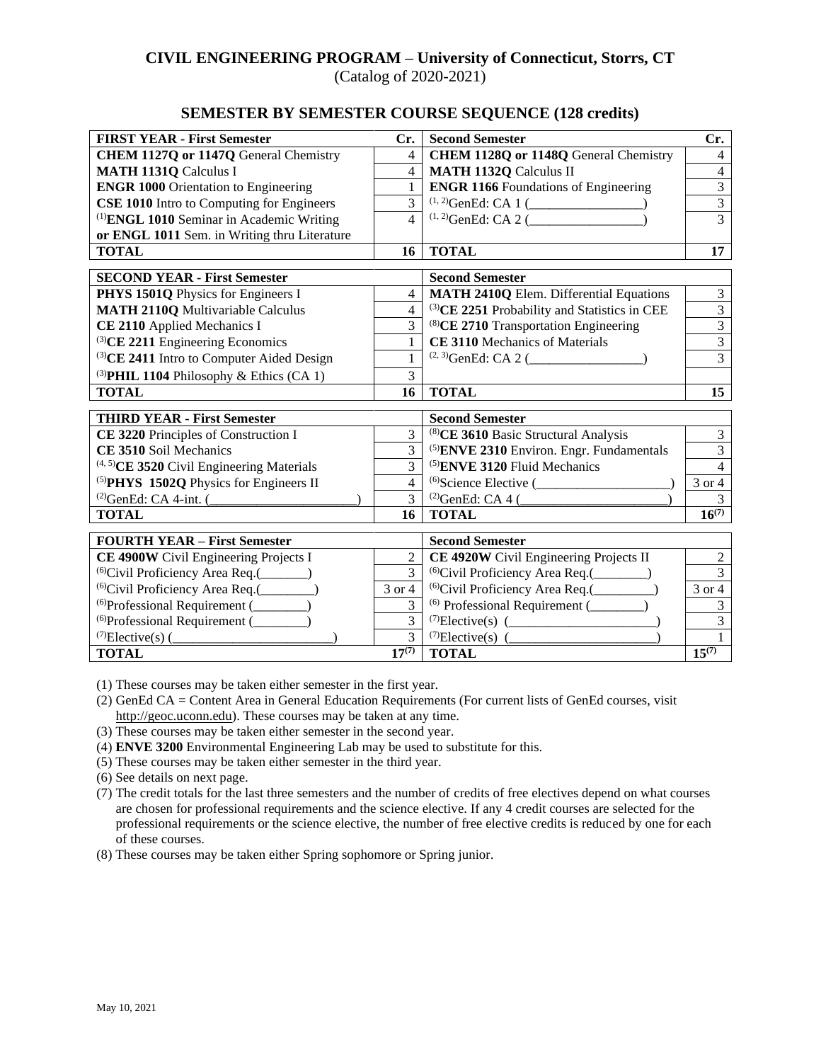# CIVIL ENGINEERING PROGRAM – University of Connecticut, Storrs, CT

(Catalog of 2020-2021)

## SEMESTER BY SEMESTER COURSE SEQUENCE (128 credits)

| FIRST YEAR - First Semester | Cr. | Second Semester | Cr. |
|---|---|---|---|
| **CHEM 1127Q or 1147Q** General Chemistry | 4 | **CHEM 1128Q or 1148Q** General Chemistry | 4 |
| **MATH 1131Q** Calculus I | 4 | **MATH 1132Q** Calculus II | 4 |
| **ENGR 1000** Orientation to Engineering | 1 | **ENGR 1166** Foundations of Engineering | 3 |
| **CSE 1010** Intro to Computing for Engineers | 3 | (1, 2)GenEd: CA 1 (________________) | 3 |
| (1)**ENGL 1010** Seminar in Academic Writing **or ENGL 1011** Sem. in Writing thru Literature | 4 | (1, 2)GenEd: CA 2 (________________) | 3 |
| **TOTAL** | **16** | **TOTAL** | **17** |

| SECOND YEAR - First Semester | Cr. | Second Semester | Cr. |
|---|---|---|---|
| **PHYS 1501Q** Physics for Engineers I | 4 | **MATH 2410Q** Elem. Differential Equations | 3 |
| **MATH 2110Q** Multivariable Calculus | 4 | (3)**CE 2251** Probability and Statistics in CEE | 3 |
| **CE 2110** Applied Mechanics I | 3 | (8)**CE 2710** Transportation Engineering | 3 |
| (3)**CE 2211** Engineering Economics | 1 | **CE 3110** Mechanics of Materials | 3 |
| (3)**CE 2411** Intro to Computer Aided Design | 1 | (2, 3)GenEd: CA 2 (________________) | 3 |
| (3)**PHIL 1104** Philosophy & Ethics (CA 1) | 3 | | |
| **TOTAL** | **16** | **TOTAL** | **15** |

| THIRD YEAR - First Semester | Cr. | Second Semester | Cr. |
|---|---|---|---|
| **CE 3220** Principles of Construction I | 3 | (8)**CE 3610** Basic Structural Analysis | 3 |
| **CE 3510** Soil Mechanics | 3 | (5)**ENVE 2310** Environ. Engr. Fundamentals | 3 |
| (4, 5)**CE 3520** Civil Engineering Materials | 3 | (5)**ENVE 3120** Fluid Mechanics | 4 |
| (5)**PHYS 1502Q** Physics for Engineers II | 4 | (6)Science Elective (___________________) | 3 or 4 |
| (2)GenEd: CA 4-int. (_____________________) | 3 | (2)GenEd: CA 4 (_____________________) | 3 |
| **TOTAL** | **16** | **TOTAL** | **16(7)** |

| FOURTH YEAR – First Semester | Cr. | Second Semester | Cr. |
|---|---|---|---|
| **CE 4900W** Civil Engineering Projects I | 2 | **CE 4920W** Civil Engineering Projects II | 2 |
| (6)Civil Proficiency Area Req.(_______) | 3 | (6)Civil Proficiency Area Req.(________) | 3 |
| (6)Civil Proficiency Area Req.(________) | 3 or 4 | (6)Civil Proficiency Area Req.(_________) | 3 or 4 |
| (6)Professional Requirement (________) | 3 | (6) Professional Requirement (________) | 3 |
| (6)Professional Requirement (________) | 3 | (7)Elective(s) (______________________) | 3 |
| (7)Elective(s) (________________________) | 3 | (7)Elective(s) (______________________) | 1 |
| **TOTAL** | **17(7)** | **TOTAL** | **15(7)** |

(1) These courses may be taken either semester in the first year.
(2) GenEd CA = Content Area in General Education Requirements (For current lists of GenEd courses, visit http://geoc.uconn.edu). These courses may be taken at any time.
(3) These courses may be taken either semester in the second year.
(4) **ENVE 3200** Environmental Engineering Lab may be used to substitute for this.
(5) These courses may be taken either semester in the third year.
(6) See details on next page.
(7) The credit totals for the last three semesters and the number of credits of free electives depend on what courses are chosen for professional requirements and the science elective. If any 4 credit courses are selected for the professional requirements or the science elective, the number of free elective credits is reduced by one for each of these courses.
(8) These courses may be taken either Spring sophomore or Spring junior.

May 10, 2021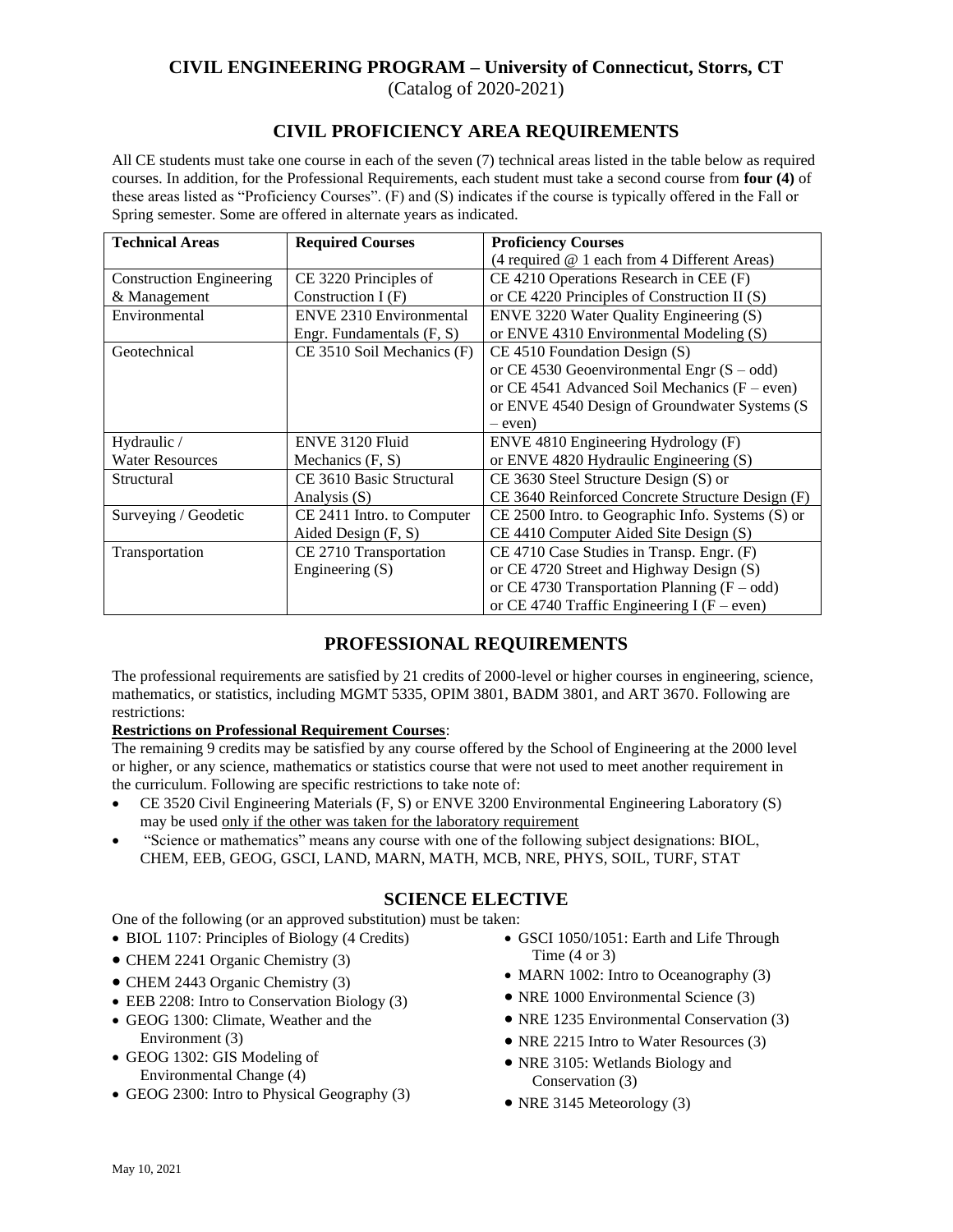# CIVIL ENGINEERING PROGRAM – University of Connecticut, Storrs, CT

(Catalog of 2020-2021)

## CIVIL PROFICIENCY AREA REQUIREMENTS

All CE students must take one course in each of the seven (7) technical areas listed in the table below as required courses. In addition, for the Professional Requirements, each student must take a second course from **four (4)** of these areas listed as "Proficiency Courses". (F) and (S) indicates if the course is typically offered in the Fall or Spring semester. Some are offered in alternate years as indicated.

| Technical Areas | Required Courses | Proficiency Courses<br>(4 required @ 1 each from 4 Different Areas) |
|---|---|---|
| Construction Engineering & Management | CE 3220 Principles of Construction I (F) | CE 4210 Operations Research in CEE (F)<br>or CE 4220 Principles of Construction II (S) |
| Environmental | ENVE 2310 Environmental Engr. Fundamentals (F, S) | ENVE 3220 Water Quality Engineering (S)<br>or ENVE 4310 Environmental Modeling (S) |
| Geotechnical | CE 3510 Soil Mechanics (F) | CE 4510 Foundation Design (S)<br>or CE 4530 Geoenvironmental Engr (S – odd)<br>or CE 4541 Advanced Soil Mechanics (F – even)<br>or ENVE 4540 Design of Groundwater Systems (S – even) |
| Hydraulic / Water Resources | ENVE 3120 Fluid Mechanics (F, S) | ENVE 4810 Engineering Hydrology (F)<br>or ENVE 4820 Hydraulic Engineering (S) |
| Structural | CE 3610 Basic Structural Analysis (S) | CE 3630 Steel Structure Design (S) or<br>CE 3640 Reinforced Concrete Structure Design (F) |
| Surveying / Geodetic | CE 2411 Intro. to Computer Aided Design (F, S) | CE 2500 Intro. to Geographic Info. Systems (S) or<br>CE 4410 Computer Aided Site Design (S) |
| Transportation | CE 2710 Transportation Engineering (S) | CE 4710 Case Studies in Transp. Engr. (F)<br>or CE 4720 Street and Highway Design (S)<br>or CE 4730 Transportation Planning (F – odd)<br>or CE 4740 Traffic Engineering I (F – even) |

## PROFESSIONAL REQUIREMENTS

The professional requirements are satisfied by 21 credits of 2000-level or higher courses in engineering, science, mathematics, or statistics, including MGMT 5335, OPIM 3801, BADM 3801, and ART 3670. Following are restrictions:

**Restrictions on Professional Requirement Courses**:

The remaining 9 credits may be satisfied by any course offered by the School of Engineering at the 2000 level or higher, or any science, mathematics or statistics course that were not used to meet another requirement in the curriculum. Following are specific restrictions to take note of:

- CE 3520 Civil Engineering Materials (F, S) or ENVE 3200 Environmental Engineering Laboratory (S) may be used only if the other was taken for the laboratory requirement
- "Science or mathematics" means any course with one of the following subject designations: BIOL, CHEM, EEB, GEOG, GSCI, LAND, MARN, MATH, MCB, NRE, PHYS, SOIL, TURF, STAT

## SCIENCE ELECTIVE

One of the following (or an approved substitution) must be taken:

- BIOL 1107: Principles of Biology (4 Credits)
- CHEM 2241 Organic Chemistry (3)
- CHEM 2443 Organic Chemistry (3)
- EEB 2208: Intro to Conservation Biology (3)
- GEOG 1300: Climate, Weather and the Environment (3)
- GEOG 1302: GIS Modeling of Environmental Change (4)
- GEOG 2300: Intro to Physical Geography (3)
- GSCI 1050/1051: Earth and Life Through Time (4 or 3)
- MARN 1002: Intro to Oceanography (3)
- NRE 1000 Environmental Science (3)
- NRE 1235 Environmental Conservation (3)
- NRE 2215 Intro to Water Resources (3)
- NRE 3105: Wetlands Biology and Conservation (3)
- NRE 3145 Meteorology (3)